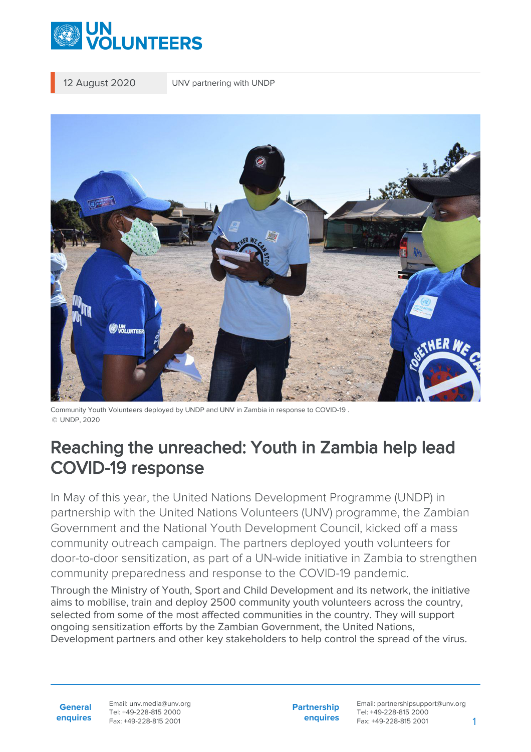12 August 2020 | UNV partnering with UNDP

Community Youth Volunteers deployed by UNDP and UNV in Zambia in response to COVID-19 .
© UNDP, 2020

# Reaching the unreached: Youth in Zambia help lead COVID-19 response

In May of this year, the United Nations Development Programme (UNDP) in partnership with the United Nations Volunteers (UNV) programme, the Zambian Government and the National Youth Development Council, kicked off a mass community outreach campaign. The partners deployed youth volunteers for door-to-door sensitization, as part of a UN-wide initiative in Zambia to strengthen community preparedness and response to the COVID-19 pandemic.

Through the Ministry of Youth, Sport and Child Development and its network, the initiative aims to mobilise, train and deploy 2500 community youth volunteers across the country, selected from some of the most affected communities in the country. They will support ongoing sensitization efforts by the Zambian Government, the United Nations, Development partners and other key stakeholders to help control the spread of the virus.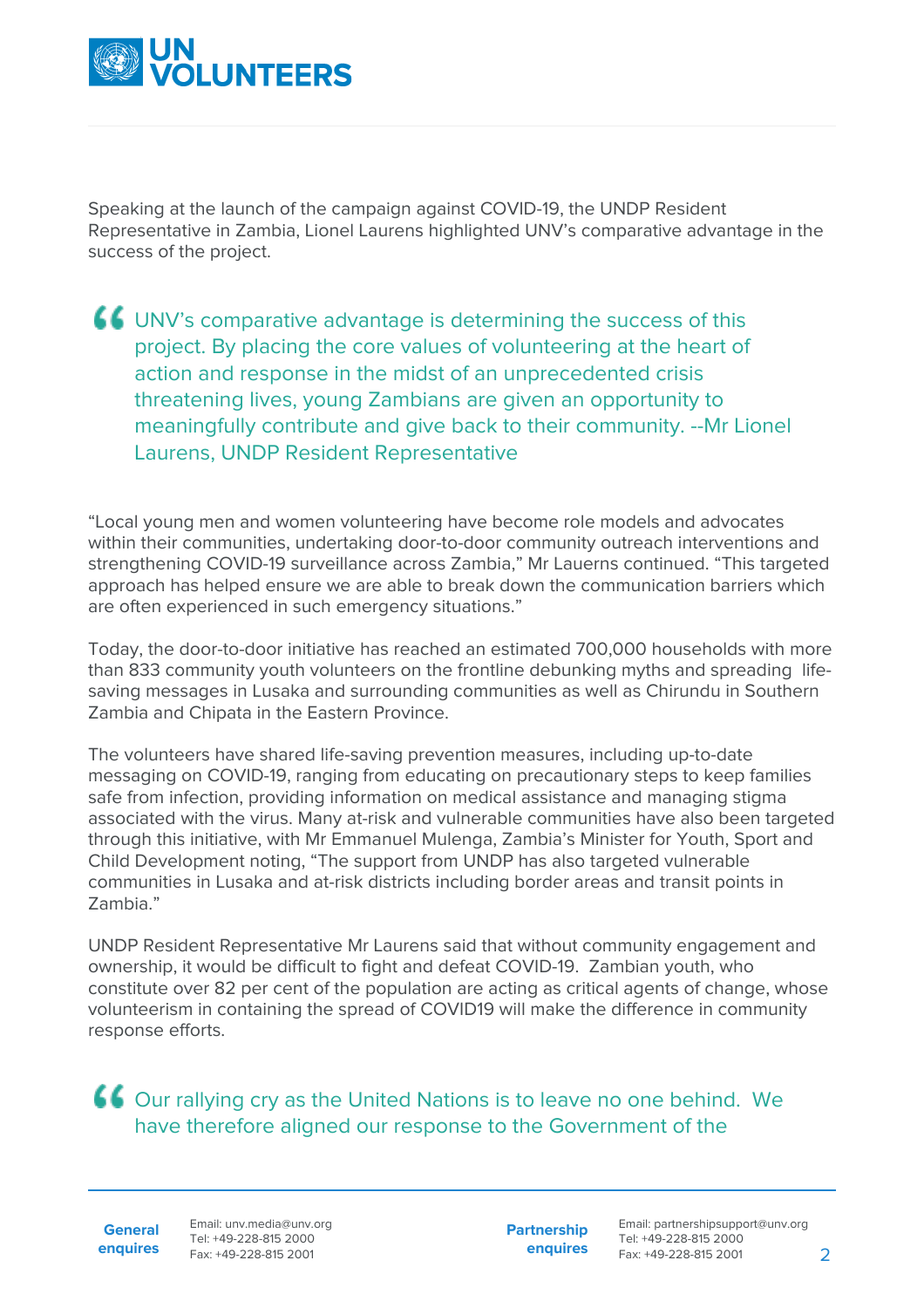Speaking at the launch of the campaign against COVID-19, the UNDP Resident Representative in Zambia, Lionel Laurens highlighted UNV's comparative advantage in the success of the project.

> UNV's comparative advantage is determining the success of this project. By placing the core values of volunteering at the heart of action and response in the midst of an unprecedented crisis threatening lives, young Zambians are given an opportunity to meaningfully contribute and give back to their community. --Mr Lionel Laurens, UNDP Resident Representative

"Local young men and women volunteering have become role models and advocates within their communities, undertaking door-to-door community outreach interventions and strengthening COVID-19 surveillance across Zambia," Mr Lauerns continued. "This targeted approach has helped ensure we are able to break down the communication barriers which are often experienced in such emergency situations."

Today, the door-to-door initiative has reached an estimated 700,000 households with more than 833 community youth volunteers on the frontline debunking myths and spreading life-saving messages in Lusaka and surrounding communities as well as Chirundu in Southern Zambia and Chipata in the Eastern Province.

The volunteers have shared life-saving prevention measures, including up-to-date messaging on COVID-19, ranging from educating on precautionary steps to keep families safe from infection, providing information on medical assistance and managing stigma associated with the virus. Many at-risk and vulnerable communities have also been targeted through this initiative, with Mr Emmanuel Mulenga, Zambia's Minister for Youth, Sport and Child Development noting, "The support from UNDP has also targeted vulnerable communities in Lusaka and at-risk districts including border areas and transit points in Zambia."

UNDP Resident Representative Mr Laurens said that without community engagement and ownership, it would be difficult to fight and defeat COVID-19. Zambian youth, who constitute over 82 per cent of the population are acting as critical agents of change, whose volunteerism in containing the spread of COVID19 will make the difference in community response efforts.

> Our rallying cry as the United Nations is to leave no one behind. We have therefore aligned our response to the Government of the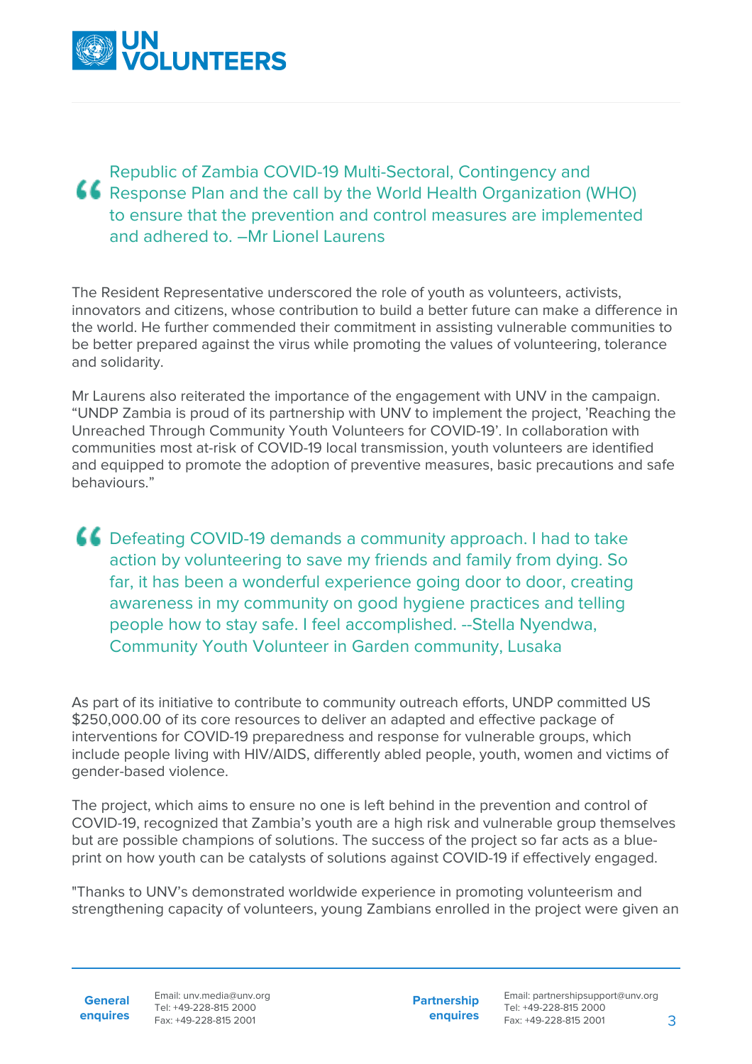> Republic of Zambia COVID-19 Multi-Sectoral, Contingency and Response Plan and the call by the World Health Organization (WHO) to ensure that the prevention and control measures are implemented and adhered to. –Mr Lionel Laurens

The Resident Representative underscored the role of youth as volunteers, activists, innovators and citizens, whose contribution to build a better future can make a difference in the world. He further commended their commitment in assisting vulnerable communities to be better prepared against the virus while promoting the values of volunteering, tolerance and solidarity.

Mr Laurens also reiterated the importance of the engagement with UNV in the campaign. "UNDP Zambia is proud of its partnership with UNV to implement the project, 'Reaching the Unreached Through Community Youth Volunteers for COVID-19'. In collaboration with communities most at-risk of COVID-19 local transmission, youth volunteers are identified and equipped to promote the adoption of preventive measures, basic precautions and safe behaviours."

> Defeating COVID-19 demands a community approach. I had to take action by volunteering to save my friends and family from dying. So far, it has been a wonderful experience going door to door, creating awareness in my community on good hygiene practices and telling people how to stay safe. I feel accomplished. --Stella Nyendwa, Community Youth Volunteer in Garden community, Lusaka

As part of its initiative to contribute to community outreach efforts, UNDP committed US $250,000.00 of its core resources to deliver an adapted and effective package of interventions for COVID-19 preparedness and response for vulnerable groups, which include people living with HIV/AIDS, differently abled people, youth, women and victims of gender-based violence.

The project, which aims to ensure no one is left behind in the prevention and control of COVID-19, recognized that Zambia's youth are a high risk and vulnerable group themselves but are possible champions of solutions. The success of the project so far acts as a blue-print on how youth can be catalysts of solutions against COVID-19 if effectively engaged.

"Thanks to UNV's demonstrated worldwide experience in promoting volunteerism and strengthening capacity of volunteers, young Zambians enrolled in the project were given an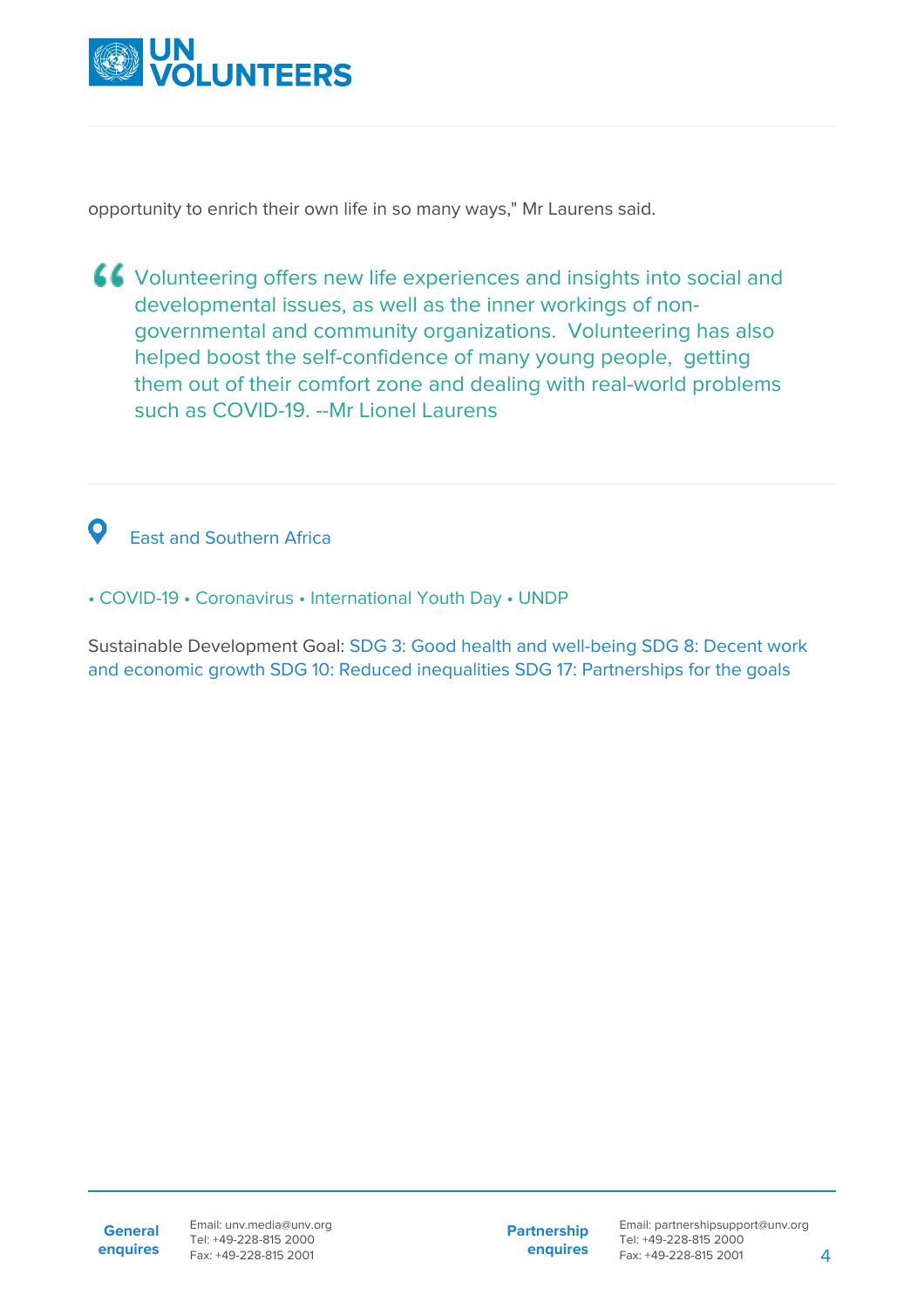opportunity to enrich their own life in so many ways," Mr Laurens said.

> Volunteering offers new life experiences and insights into social and developmental issues, as well as the inner workings of non-governmental and community organizations. Volunteering has also helped boost the self-confidence of many young people, getting them out of their comfort zone and dealing with real-world problems such as COVID-19. --Mr Lionel Laurens

East and Southern Africa

• COVID-19 • Coronavirus • International Youth Day • UNDP

Sustainable Development Goal: SDG 3: Good health and well-being SDG 8: Decent work and economic growth SDG 10: Reduced inequalities SDG 17: Partnerships for the goals